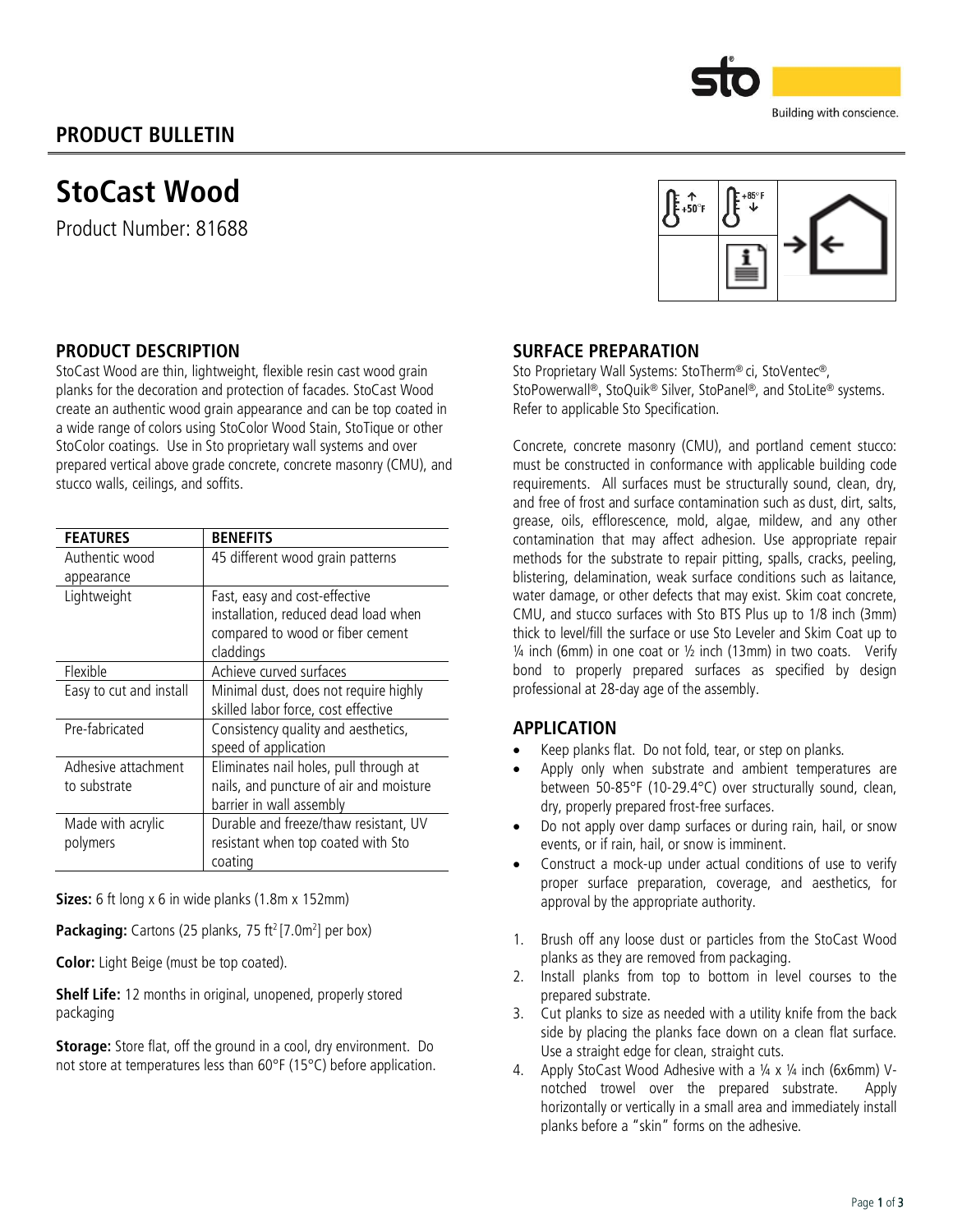## PRODUCT BULLETIN

# StoCast Wood

Product Number: 81688

## PRODUCT DESCRIPTION

StoCast Wood are thin, lightweight, flexible resin cast wood grain planks for the decoration and protection of facades. StoCast Wood create an authentic wood grain appearance and can be top coated in a wide range of colors using StoColor Wood Stain, StoTique or other StoColor coatings. Use in Sto proprietary wall systems and over prepared vertical above grade concrete, concrete masonry (CMU), and stucco walls, ceilings, and soffits.

| FEATURES | BENEFITS |
| --- | --- |
| Authentic wood appearance | 45 different wood grain patterns |
| Lightweight | Fast, easy and cost-effective installation, reduced dead load when compared to wood or fiber cement claddings |
| Flexible | Achieve curved surfaces |
| Easy to cut and install | Minimal dust, does not require highly skilled labor force, cost effective |
| Pre-fabricated | Consistency quality and aesthetics, speed of application |
| Adhesive attachment to substrate | Eliminates nail holes, pull through at nails, and puncture of air and moisture barrier in wall assembly |
| Made with acrylic polymers | Durable and freeze/thaw resistant, UV resistant when top coated with Sto coating |

**Sizes:** 6 ft long x 6 in wide planks (1.8m x 152mm)

**Packaging:** Cartons (25 planks, 75 ft$^2$ [7.0m$^2$] per box)

**Color:** Light Beige (must be top coated).

**Shelf Life:** 12 months in original, unopened, properly stored packaging

**Storage:** Store flat, off the ground in a cool, dry environment. Do not store at temperatures less than 60°F (15°C) before application.

## SURFACE PREPARATION

Sto Proprietary Wall Systems: StoTherm® ci, StoVentec®, StoPowerwall®, StoQuik® Silver, StoPanel®, and StoLite® systems. Refer to applicable Sto Specification.

Concrete, concrete masonry (CMU), and portland cement stucco: must be constructed in conformance with applicable building code requirements. All surfaces must be structurally sound, clean, dry, and free of frost and surface contamination such as dust, dirt, salts, grease, oils, efflorescence, mold, algae, mildew, and any other contamination that may affect adhesion. Use appropriate repair methods for the substrate to repair pitting, spalls, cracks, peeling, blistering, delamination, weak surface conditions such as laitance, water damage, or other defects that may exist. Skim coat concrete, CMU, and stucco surfaces with Sto BTS Plus up to 1/8 inch (3mm) thick to level/fill the surface or use Sto Leveler and Skim Coat up to ¼ inch (6mm) in one coat or ½ inch (13mm) in two coats. Verify bond to properly prepared surfaces as specified by design professional at 28-day age of the assembly.

## APPLICATION

- Keep planks flat. Do not fold, tear, or step on planks.
- Apply only when substrate and ambient temperatures are between 50-85°F (10-29.4°C) over structurally sound, clean, dry, properly prepared frost-free surfaces.
- Do not apply over damp surfaces or during rain, hail, or snow events, or if rain, hail, or snow is imminent.
- Construct a mock-up under actual conditions of use to verify proper surface preparation, coverage, and aesthetics, for approval by the appropriate authority.

1. Brush off any loose dust or particles from the StoCast Wood planks as they are removed from packaging.
2. Install planks from top to bottom in level courses to the prepared substrate.
3. Cut planks to size as needed with a utility knife from the back side by placing the planks face down on a clean flat surface. Use a straight edge for clean, straight cuts.
4. Apply StoCast Wood Adhesive with a ¼ x ¼ inch (6x6mm) V-notched trowel over the prepared substrate. Apply horizontally or vertically in a small area and immediately install planks before a "skin" forms on the adhesive.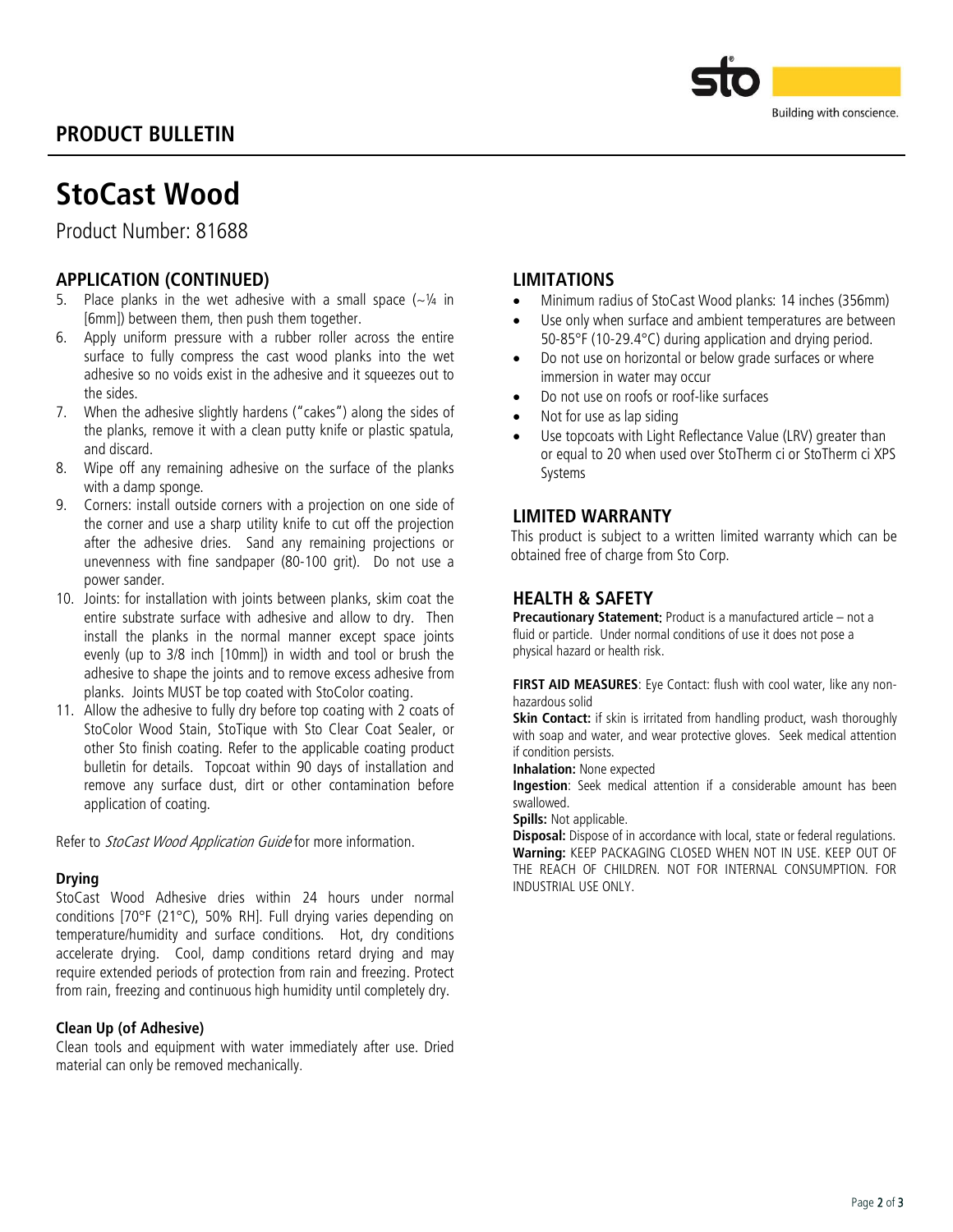# StoCast Wood

Product Number: 81688

## APPLICATION (CONTINUED)

5. Place planks in the wet adhesive with a small space (~¼ in [6mm]) between them, then push them together.
6. Apply uniform pressure with a rubber roller across the entire surface to fully compress the cast wood planks into the wet adhesive so no voids exist in the adhesive and it squeezes out to the sides.
7. When the adhesive slightly hardens ("cakes") along the sides of the planks, remove it with a clean putty knife or plastic spatula, and discard.
8. Wipe off any remaining adhesive on the surface of the planks with a damp sponge.
9. Corners: install outside corners with a projection on one side of the corner and use a sharp utility knife to cut off the projection after the adhesive dries. Sand any remaining projections or unevenness with fine sandpaper (80-100 grit). Do not use a power sander.
10. Joints: for installation with joints between planks, skim coat the entire substrate surface with adhesive and allow to dry. Then install the planks in the normal manner except space joints evenly (up to 3/8 inch [10mm]) in width and tool or brush the adhesive to shape the joints and to remove excess adhesive from planks. Joints MUST be top coated with StoColor coating.
11. Allow the adhesive to fully dry before top coating with 2 coats of StoColor Wood Stain, StoTique with Sto Clear Coat Sealer, or other Sto finish coating. Refer to the applicable coating product bulletin for details. Topcoat within 90 days of installation and remove any surface dust, dirt or other contamination before application of coating.

Refer to *StoCast Wood Application Guide* for more information.

### Drying

StoCast Wood Adhesive dries within 24 hours under normal conditions [70°F (21°C), 50% RH]. Full drying varies depending on temperature/humidity and surface conditions. Hot, dry conditions accelerate drying. Cool, damp conditions retard drying and may require extended periods of protection from rain and freezing. Protect from rain, freezing and continuous high humidity until completely dry.

### Clean Up (of Adhesive)

Clean tools and equipment with water immediately after use. Dried material can only be removed mechanically.

## LIMITATIONS

- Minimum radius of StoCast Wood planks: 14 inches (356mm)
- Use only when surface and ambient temperatures are between 50-85°F (10-29.4°C) during application and drying period.
- Do not use on horizontal or below grade surfaces or where immersion in water may occur
- Do not use on roofs or roof-like surfaces
- Not for use as lap siding
- Use topcoats with Light Reflectance Value (LRV) greater than or equal to 20 when used over StoTherm ci or StoTherm ci XPS Systems

## LIMITED WARRANTY

This product is subject to a written limited warranty which can be obtained free of charge from Sto Corp.

## HEALTH & SAFETY

**Precautionary Statement:** Product is a manufactured article – not a fluid or particle. Under normal conditions of use it does not pose a physical hazard or health risk.

**FIRST AID MEASURES**: Eye Contact: flush with cool water, like any non-hazardous solid

**Skin Contact:** if skin is irritated from handling product, wash thoroughly with soap and water, and wear protective gloves. Seek medical attention if condition persists.

**Inhalation:** None expected

**Ingestion**: Seek medical attention if a considerable amount has been swallowed.

**Spills:** Not applicable.

**Disposal:** Dispose of in accordance with local, state or federal regulations.

**Warning:** KEEP PACKAGING CLOSED WHEN NOT IN USE. KEEP OUT OF THE REACH OF CHILDREN. NOT FOR INTERNAL CONSUMPTION. FOR INDUSTRIAL USE ONLY.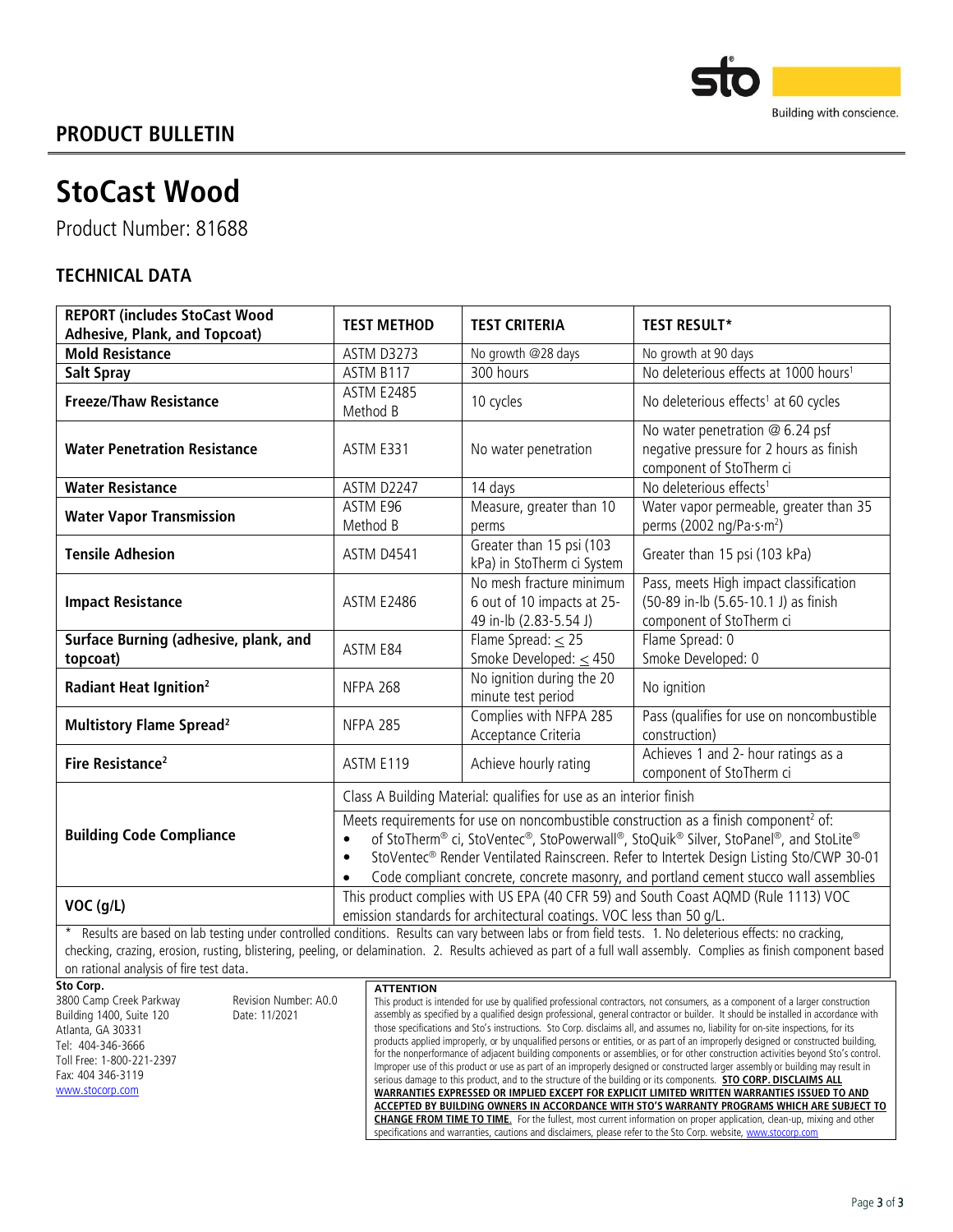## PRODUCT BULLETIN

# StoCast Wood

Product Number: 81688

### TECHNICAL DATA

| REPORT (includes StoCast Wood Adhesive, Plank, and Topcoat) | TEST METHOD | TEST CRITERIA | TEST RESULT* |
|---|---|---|---|
| **Mold Resistance** | ASTM D3273 | No growth @28 days | No growth at 90 days |
| **Salt Spray** | ASTM B117 | 300 hours | No deleterious effects at 1000 hours[1] |
| **Freeze/Thaw Resistance** | ASTM E2485 Method B | 10 cycles | No deleterious effects[1] at 60 cycles |
| **Water Penetration Resistance** | ASTM E331 | No water penetration | No water penetration @ 6.24 psf negative pressure for 2 hours as finish component of StoTherm ci |
| **Water Resistance** | ASTM D2247 | 14 days | No deleterious effects[1] |
| **Water Vapor Transmission** | ASTM E96 Method B | Measure, greater than 10 perms | Water vapor permeable, greater than 35 perms (2002 ng/Pa·s·m$^2$) |
| **Tensile Adhesion** | ASTM D4541 | Greater than 15 psi (103 kPa) in StoTherm ci System | Greater than 15 psi (103 kPa) |
| **Impact Resistance** | ASTM E2486 | No mesh fracture minimum 6 out of 10 impacts at 25-49 in-lb (2.83-5.54 J) | Pass, meets High impact classification (50-89 in-lb (5.65-10.1 J) as finish component of StoTherm ci |
| **Surface Burning (adhesive, plank, and topcoat)** | ASTM E84 | Flame Spread: $\leq$ 25 Smoke Developed: $\leq$ 450 | Flame Spread: 0 Smoke Developed: 0 |
| **Radiant Heat Ignition[2]** | NFPA 268 | No ignition during the 20 minute test period | No ignition |
| **Multistory Flame Spread[2]** | NFPA 285 | Complies with NFPA 285 Acceptance Criteria | Pass (qualifies for use on noncombustible construction) |
| **Fire Resistance[2]** | ASTM E119 | Achieve hourly rating | Achieves 1 and 2- hour ratings as a component of StoTherm ci |
| **Building Code Compliance** | Class A Building Material: qualifies for use as an interior finish | | |
| | Meets requirements for use on noncombustible construction as a finish component[2] of: • of StoTherm® ci, StoVentec®, StoPowerwall®, StoQuik® Silver, StoPanel®, and StoLite® • StoVentec® Render Ventilated Rainscreen. Refer to Intertek Design Listing Sto/CWP 30-01 • Code compliant concrete, concrete masonry, and portland cement stucco wall assemblies | | |
| **VOC (g/L)** | This product complies with US EPA (40 CFR 59) and South Coast AQMD (Rule 1113) VOC emission standards for architectural coatings. VOC less than 50 g/L. | | |

\* Results are based on lab testing under controlled conditions. Results can vary between labs or from field tests. 1. No deleterious effects: no cracking, checking, crazing, erosion, rusting, blistering, peeling, or delamination. 2. Results achieved as part of a full wall assembly. Complies as finish component based on rational analysis of fire test data.

**Sto Corp.**
3800 Camp Creek Parkway
Building 1400, Suite 120
Atlanta, GA 30331
Tel: 404-346-3666
Toll Free: 1-800-221-2397
Fax: 404 346-3119
www.stocorp.com

Revision Number: A0.0
Date: 11/2021

**ATTENTION**
This product is intended for use by qualified professional contractors, not consumers, as a component of a larger construction assembly as specified by a qualified design professional, general contractor or builder. It should be installed in accordance with those specifications and Sto's instructions. Sto Corp. disclaims all, and assumes no, liability for on-site inspections, for its products applied improperly, or by unqualified persons or entities, or as part of an improperly designed or constructed building, for the nonperformance of adjacent building components or assemblies, or for other construction activities beyond Sto's control. Improper use of this product or use as part of an improperly designed or constructed larger assembly or building may result in serious damage to this product, and to the structure of the building or its components. **STO CORP. DISCLAIMS ALL WARRANTIES EXPRESSED OR IMPLIED EXCEPT FOR EXPLICIT LIMITED WRITTEN WARRANTIES ISSUED TO AND ACCEPTED BY BUILDING OWNERS IN ACCORDANCE WITH STO'S WARRANTY PROGRAMS WHICH ARE SUBJECT TO CHANGE FROM TIME TO TIME.** For the fullest, most current information on proper application, clean-up, mixing and other specifications and warranties, cautions and disclaimers, please refer to the Sto Corp. website, www.stocorp.com